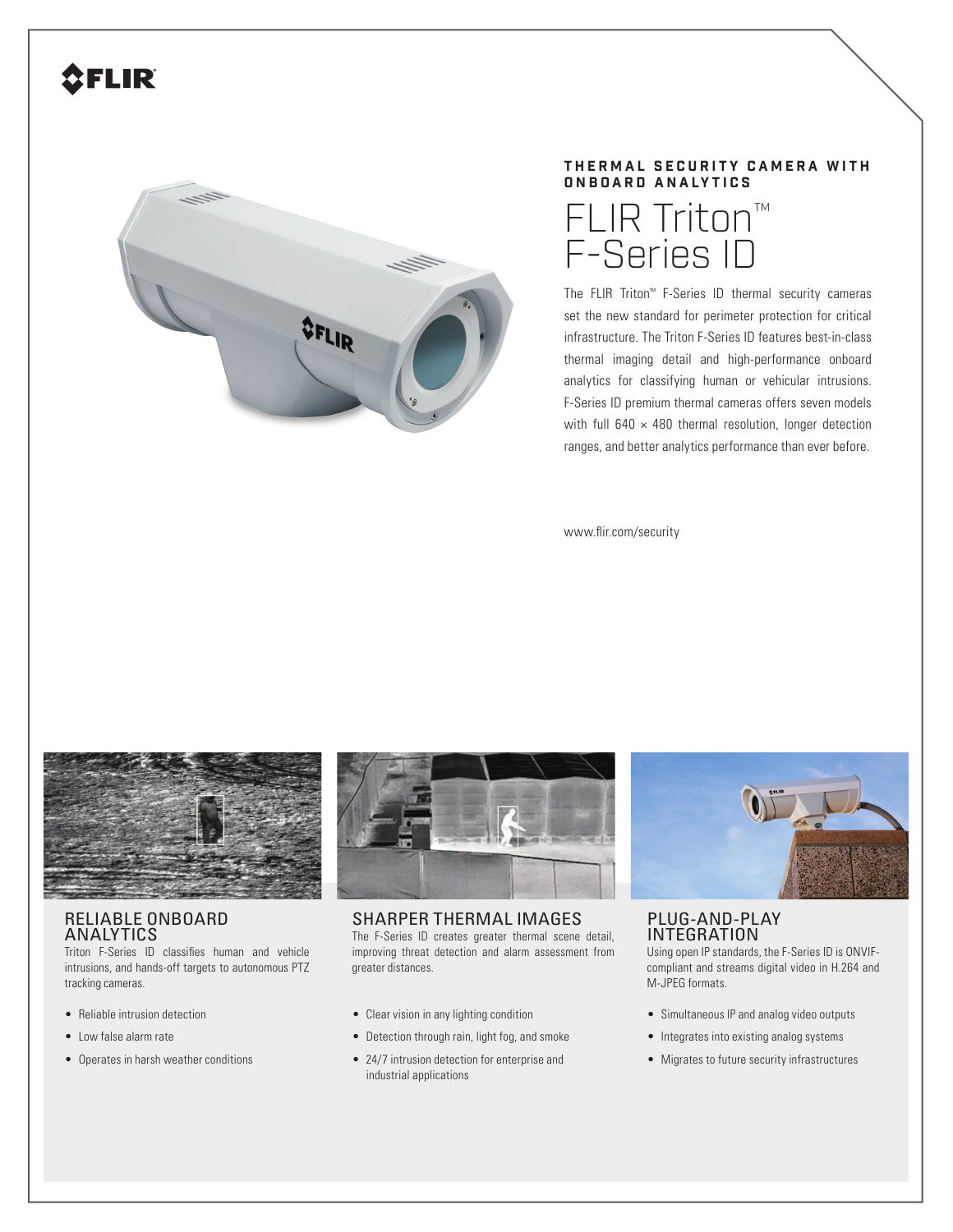FLIR

**THERMAL SECURITY CAMERA WITH ONBOARD ANALYTICS**

# FLIR Triton™ F-Series ID

The FLIR Triton™ F-Series ID thermal security cameras set the new standard for perimeter protection for critical infrastructure. The Triton F-Series ID features best-in-class thermal imaging detail and high-performance onboard analytics for classifying human or vehicular intrusions. F-Series ID premium thermal cameras offers seven models with full 640 × 480 thermal resolution, longer detection ranges, and better analytics performance than ever before.

www.flir.com/security

## RELIABLE ONBOARD ANALYTICS

Triton F-Series ID classifies human and vehicle intrusions, and hands-off targets to autonomous PTZ tracking cameras.

- Reliable intrusion detection
- Low false alarm rate
- Operates in harsh weather conditions

## SHARPER THERMAL IMAGES

The F-Series ID creates greater thermal scene detail, improving threat detection and alarm assessment from greater distances.

- Clear vision in any lighting condition
- Detection through rain, light fog, and smoke
- 24/7 intrusion detection for enterprise and industrial applications

## PLUG-AND-PLAY INTEGRATION

Using open IP standards, the F-Series ID is ONVIF-compliant and streams digital video in H.264 and M-JPEG formats.

- Simultaneous IP and analog video outputs
- Integrates into existing analog systems
- Migrates to future security infrastructures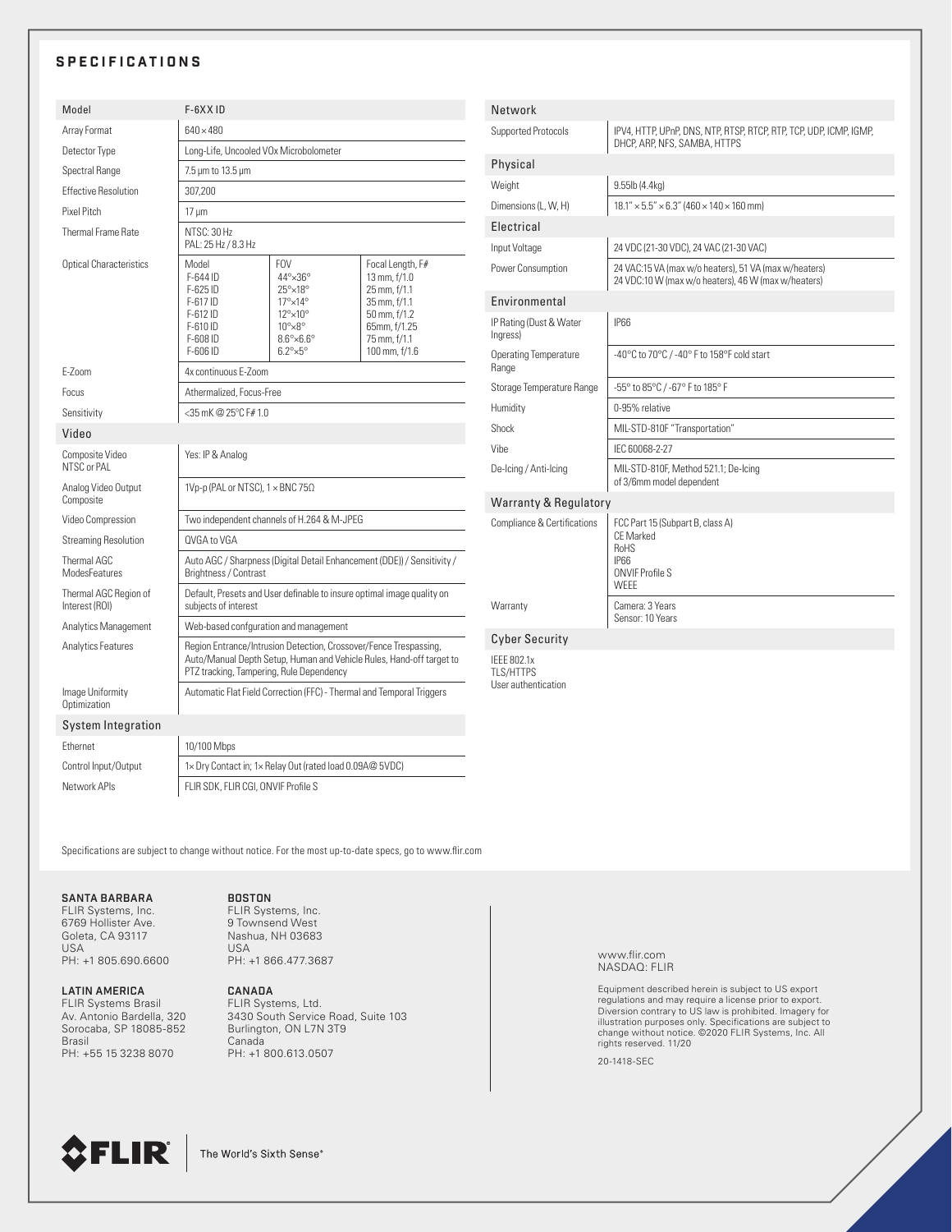## SPECIFICATIONS

| Model | F-6XX ID | | |
|---|---|---|---|
| Array Format | 640 × 480 | | |
| Detector Type | Long-Life, Uncooled VOx Microbolometer | | |
| Spectral Range | 7.5 µm to 13.5 µm | | |
| Effective Resolution | 307,200 | | |
| Pixel Pitch | 17 µm | | |
| Thermal Frame Rate | NTSC: 30 Hz<br>PAL: 25 Hz / 8.3 Hz | | |
| Optical Characteristics | Model | FOV | Focal Length, F# |
| | F-644 ID | 44°×36° | 13 mm, f/1.0 |
| | F-625 ID | 25°×18° | 25 mm, f/1.1 |
| | F-617 ID | 17°×14° | 35 mm, f/1.1 |
| | F-612 ID | 12°×10° | 50 mm, f/1.2 |
| | F-610 ID | 10°×8° | 65mm, f/1.25 |
| | F-608 ID | 8.6°×6.6° | 75 mm, f/1.1 |
| | F-606 ID | 6.2°×5° | 100 mm, f/1.6 |
| E-Zoom | 4x continuous E-Zoom | | |
| Focus | Athermalized, Focus-Free | | |
| Sensitivity | <35 mK @ 25°C F# 1.0 | | |

### Video

| | |
|---|---|
| Composite Video NTSC or PAL | Yes: IP & Analog |
| Analog Video Output Composite | 1Vp-p (PAL or NTSC), 1 × BNC 75Ω |
| Video Compression | Two independent channels of H.264 & M-JPEG |
| Streaming Resolution | QVGA to VGA |
| Thermal AGC ModesFeatures | Auto AGC / Sharpness (Digital Detail Enhancement (DDE)) / Sensitivity / Brightness / Contrast |
| Thermal AGC Region of Interest (ROI) | Default, Presets and User definable to insure optimal image quality on subjects of interest |
| Analytics Management | Web-based confguration and management |
| Analytics Features | Region Entrance/Intrusion Detection, Crossover/Fence Trespassing, Auto/Manual Depth Setup, Human and Vehicle Rules, Hand-off target to PTZ tracking, Tampering, Rule Dependency |
| Image Uniformity Optimization | Automatic Flat Field Correction (FFC) - Thermal and Temporal Triggers |

### System Integration

| | |
|---|---|
| Ethernet | 10/100 Mbps |
| Control Input/Output | 1× Dry Contact in; 1× Relay Out (rated load 0.09A@ 5VDC) |
| Network APIs | FLIR SDK, FLIR CGI, ONVIF Profile S |

### Network

| | |
|---|---|
| Supported Protocols | IPV4, HTTP, UPnP, DNS, NTP, RTSP, RTCP, RTP, TCP, UDP, ICMP, IGMP, DHCP, ARP, NFS, SAMBA, HTTPS |

### Physical

| | |
|---|---|
| Weight | 9.55lb (4.4kg) |
| Dimensions (L, W, H) | 18.1" × 5.5" × 6.3" (460 × 140 × 160 mm) |

### Electrical

| | |
|---|---|
| Input Voltage | 24 VDC (21-30 VDC), 24 VAC (21-30 VAC) |
| Power Consumption | 24 VAC:15 VA (max w/o heaters), 51 VA (max w/heaters)<br>24 VDC:10 W (max w/o heaters), 46 W (max w/heaters) |

### Environmental

| | |
|---|---|
| IP Rating (Dust & Water Ingress) | IP66 |
| Operating Temperature Range | -40°C to 70°C / -40° F to 158°F cold start |
| Storage Temperature Range | -55° to 85°C / -67° F to 185° F |
| Humidity | 0-95% relative |
| Shock | MIL-STD-810F "Transportation" |
| Vibe | IEC 60068-2-27 |
| De-Icing / Anti-Icing | MIL-STD-810F, Method 521.1; De-Icing of 3/6mm model dependent |

### Warranty & Regulatory

| | |
|---|---|
| Compliance & Certifications | FCC Part 15 (Subpart B, class A)<br>CE Marked<br>RoHS<br>IP66<br>ONVIF Profile S<br>WEEE |
| Warranty | Camera: 3 Years<br>Sensor: 10 Years |

### Cyber Security

IEEE 802.1x
TLS/HTTPS
User authentication

Specifications are subject to change without notice. For the most up-to-date specs, go to www.flir.com

**SANTA BARBARA**
FLIR Systems, Inc.
6769 Hollister Ave.
Goleta, CA 93117
USA
PH: +1 805.690.6600

**LATIN AMERICA**
FLIR Systems Brasil
Av. Antonio Bardella, 320
Sorocaba, SP 18085-852
Brasil
PH: +55 15 3238 8070

**BOSTON**
FLIR Systems, Inc.
9 Townsend West
Nashua, NH 03683
USA
PH: +1 866.477.3687

**CANADA**
FLIR Systems, Ltd.
3430 South Service Road, Suite 103
Burlington, ON L7N 3T9
Canada
PH: +1 800.613.0507

www.flir.com
NASDAQ: FLIR

Equipment described herein is subject to US export regulations and may require a license prior to export. Diversion contrary to US law is prohibited. Imagery for illustration purposes only. Specifications are subject to change without notice. ©2020 FLIR Systems, Inc. All rights reserved. 11/20

20-1418-SEC

FLIR® The World's Sixth Sense®